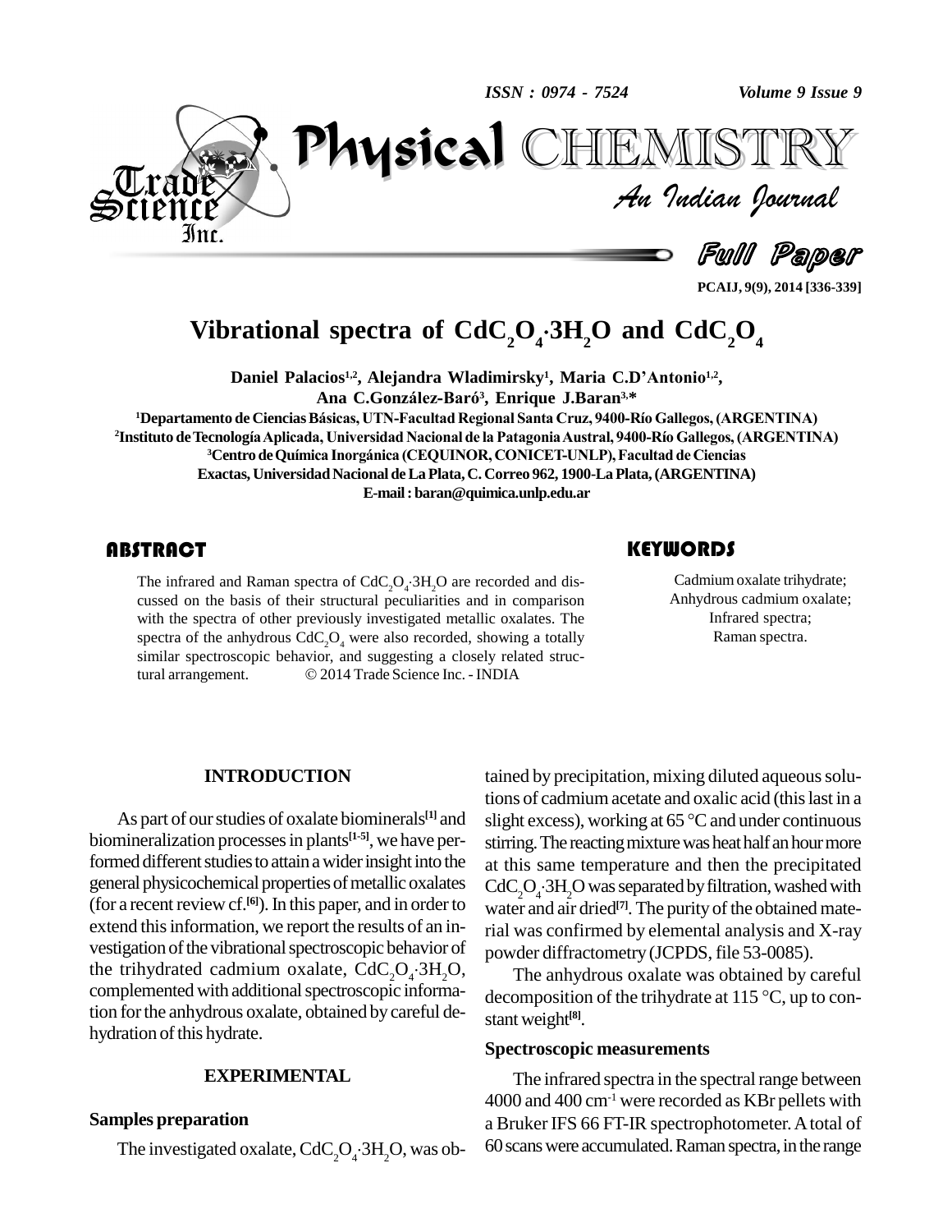# Vibrational spectra of $CdC_2O_4 \cdot 3H_2O$ and $CdC_2O_4$

**Daniel Palacios[1,2], Alejandra Wladimirsky[1], Maria C.D'Antonio[1,2], Ana C.González-Baró[3], Enrique J.Baran[3,*]**

[1]Departamento de Ciencias Básicas, UTN-Facultad Regional Santa Cruz, 9400-Río Gallegos, (ARGENTINA)

[2]Instituto de Tecnología Aplicada, Universidad Nacional de la Patagonia Austral, 9400-Río Gallegos, (ARGENTINA)

[3]Centro de Química Inorgánica (CEQUINOR, CONICET-UNLP), Facultad de Ciencias Exactas, Universidad Nacional de La Plata, C. Correo 962, 1900-La Plata, (ARGENTINA)

E-mail : baran@quimica.unlp.edu.ar

## ABSTRACT

The infrared and Raman spectra of $CdC_2O_4 \cdot 3H_2O$ are recorded and discussed on the basis of their structural peculiarities and in comparison with the spectra of other previously investigated metallic oxalates. The spectra of the anhydrous $CdC_2O_4$ were also recorded, showing a totally similar spectroscopic behavior, and suggesting a closely related structural arrangement. © 2014 Trade Science Inc. - INDIA

## KEYWORDS

Cadmium oxalate trihydrate;
Anhydrous cadmium oxalate;
Infrared spectra;
Raman spectra.

## INTRODUCTION

As part of our studies of oxalate biominerals[1] and biomineralization processes in plants[1-5], we have performed different studies to attain a wider insight into the general physicochemical properties of metallic oxalates (for a recent review cf.[6]). In this paper, and in order to extend this information, we report the results of an investigation of the vibrational spectroscopic behavior of the trihydrated cadmium oxalate, $CdC_2O_4 \cdot 3H_2O$, complemented with additional spectroscopic information for the anhydrous oxalate, obtained by careful dehydration of this hydrate.

## EXPERIMENTAL

### Samples preparation

The investigated oxalate, $CdC_2O_4 \cdot 3H_2O$, was obtained by precipitation, mixing diluted aqueous solutions of cadmium acetate and oxalic acid (this last in a slight excess), working at 65 °C and under continuous stirring. The reacting mixture was heat half an hour more at this same temperature and then the precipitated $CdC_2O_4 \cdot 3H_2O$ was separated by filtration, washed with water and air dried[7]. The purity of the obtained material was confirmed by elemental analysis and X-ray powder diffractometry (JCPDS, file 53-0085).

The anhydrous oxalate was obtained by careful decomposition of the trihydrate at 115 °C, up to constant weight[8].

### Spectroscopic measurements

The infrared spectra in the spectral range between 4000 and 400 cm$^{-1}$ were recorded as KBr pellets with a Bruker IFS 66 FT-IR spectrophotometer. A total of 60 scans were accumulated. Raman spectra, in the range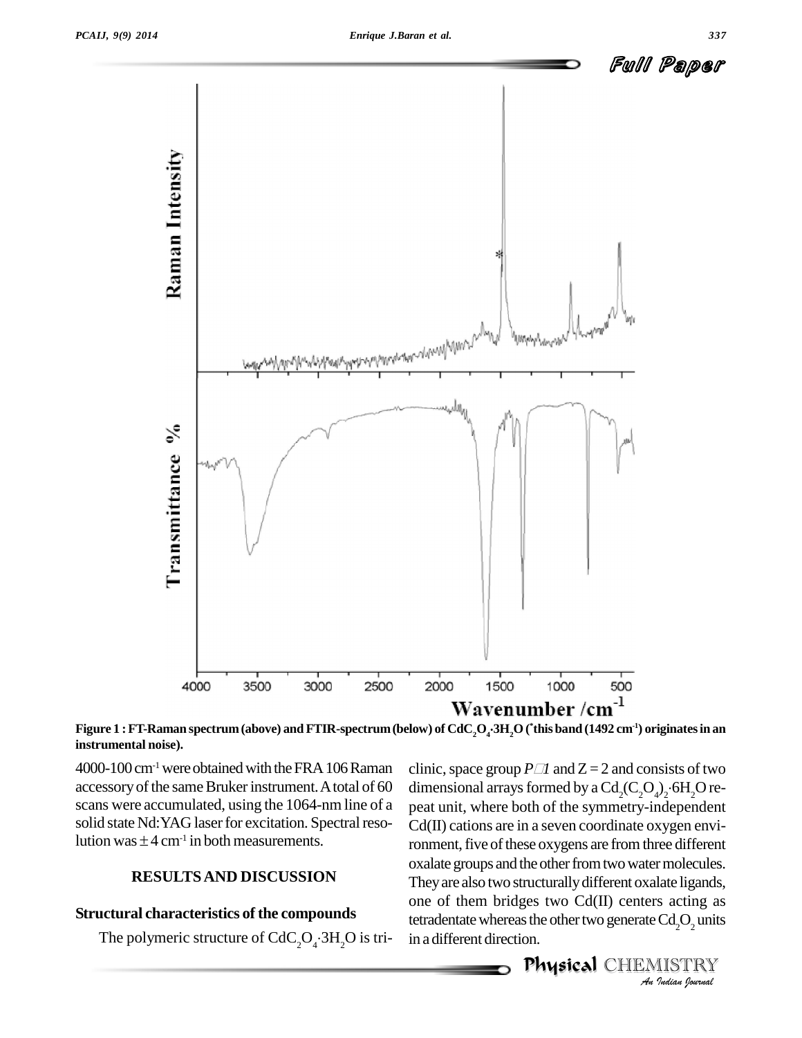Figure 1 : FT-Raman spectrum (above) and FTIR-spectrum (below) of $CdC_2O_4{\cdot}3H_2O$ (*this band (1492 $cm^{-1}$) originates in an instrumental noise).

4000-100 $cm^{-1}$ were obtained with the FRA 106 Raman accessory of the same Bruker instrument. A total of 60 scans were accumulated, using the 1064-nm line of a solid state Nd:YAG laser for excitation. Spectral resolution was $\pm$ 4 $cm^{-1}$ in both measurements.

## RESULTS AND DISCUSSION

### Structural characteristics of the compounds

The polymeric structure of $CdC_2O_4{\cdot}3H_2O$ is triclinic, space group $P\bar{1}$ and Z = 2 and consists of two dimensional arrays formed by a $Cd_2(C_2O_4)_2{\cdot}6H_2O$ repeat unit, where both of the symmetry-independent Cd(II) cations are in a seven coordinate oxygen environment, five of these oxygens are from three different oxalate groups and the other from two water molecules. They are also two structurally different oxalate ligands, one of them bridges two Cd(II) centers acting as tetradentate whereas the other two generate $Cd_2O_2$ units in a different direction.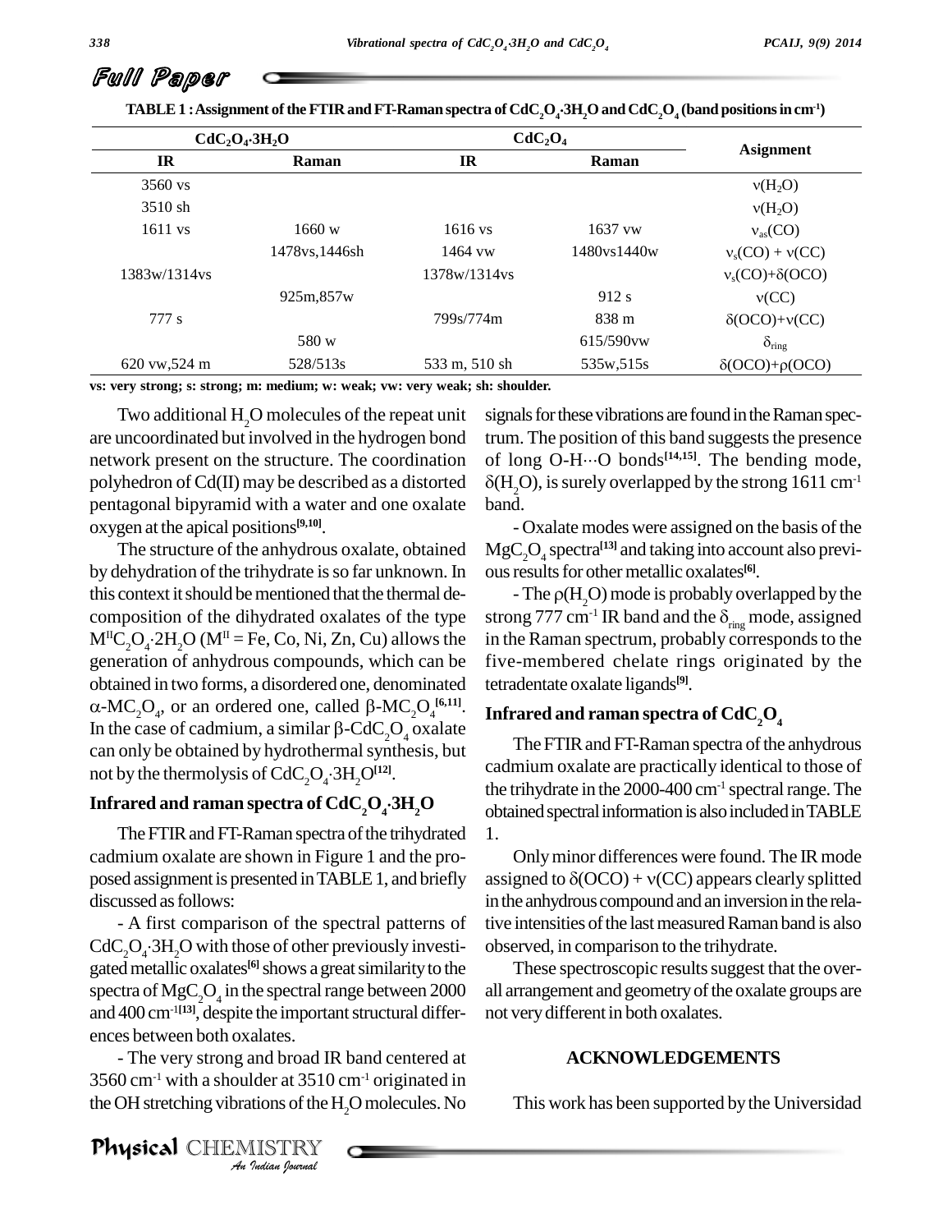## Full Paper

TABLE 1 : Assignment of the FTIR and FT-Raman spectra of $CdC_2O_4{\cdot}3H_2O$ and $CdC_2O_4$ (band positions in $cm^{-1}$)

| $CdC_2O_4{\cdot}3H_2O$ | | $CdC_2O_4$ | | Asignment |
|---|---|---|---|---|
| IR | Raman | IR | Raman | |
| 3560 vs | | | | $\nu(H_2O)$ |
| 3510 sh | | | | $\nu(H_2O)$ |
| 1611 vs | 1660 w | 1616 vs | 1637 vw | $\nu_{as}(CO)$ |
| | 1478vs,1446sh | 1464 vw | 1480vs1440w | $\nu_s(CO) + \nu(CC)$ |
| 1383w/1314vs | | 1378w/1314vs | | $\nu_s(CO)+\delta(OCO)$ |
| | 925m,857w | | 912 s | $\nu(CC)$ |
| 777 s | | 799s/774m | 838 m | $\delta(OCO)+\nu(CC)$ |
| | 580 w | | 615/590vw | $\delta_{ring}$ |
| 620 vw,524 m | 528/513s | 533 m, 510 sh | 535w,515s | $\delta(OCO)+\rho(OCO)$ |

vs: very strong; s: strong; m: medium; w: weak; vw: very weak; sh: shoulder.

Two additional $H_2O$ molecules of the repeat unit are uncoordinated but involved in the hydrogen bond network present on the structure. The coordination polyhedron of Cd(II) may be described as a distorted pentagonal bipyramid with a water and one oxalate oxygen at the apical positions[9,10].

The structure of the anhydrous oxalate, obtained by dehydration of the trihydrate is so far unknown. In this context it should be mentioned that the thermal decomposition of the dihydrated oxalates of the type $M^{II}C_2O_4{\cdot}2H_2O$ ($M^{II}$ = Fe, Co, Ni, Zn, Cu) allows the generation of anhydrous compounds, which can be obtained in two forms, a disordered one, denominated $\alpha$-$MC_2O_4$, or an ordered one, called $\beta$-$MC_2O_4$[6,11]. In the case of cadmium, a similar $\beta$-$CdC_2O_4$ oxalate can only be obtained by hydrothermal synthesis, but not by the thermolysis of $CdC_2O_4{\cdot}3H_2O$[12].

### Infrared and raman spectra of $CdC_2O_4{\cdot}3H_2O$

The FTIR and FT-Raman spectra of the trihydrated cadmium oxalate are shown in Figure 1 and the proposed assignment is presented in TABLE 1, and briefly discussed as follows:

- A first comparison of the spectral patterns of $CdC_2O_4{\cdot}3H_2O$ with those of other previously investigated metallic oxalates[6] shows a great similarity to the spectra of $MgC_2O_4$ in the spectral range between 2000 and 400 $cm^{-1}$[13], despite the important structural differences between both oxalates.

- The very strong and broad IR band centered at 3560 $cm^{-1}$ with a shoulder at 3510 $cm^{-1}$ originated in the OH stretching vibrations of the $H_2O$ molecules. No signals for these vibrations are found in the Raman spectrum. The position of this band suggests the presence of long O-H···O bonds[14,15]. The bending mode, $\delta(H_2O)$, is surely overlapped by the strong 1611 $cm^{-1}$ band.

- Oxalate modes were assigned on the basis of the $MgC_2O_4$ spectra[13] and taking into account also previous results for other metallic oxalates[6].

- The $\rho(H_2O)$ mode is probably overlapped by the strong 777 $cm^{-1}$ IR band and the $\delta_{ring}$ mode, assigned in the Raman spectrum, probably corresponds to the five-membered chelate rings originated by the tetradentate oxalate ligands[9].

### Infrared and raman spectra of $CdC_2O_4$

The FTIR and FT-Raman spectra of the anhydrous cadmium oxalate are practically identical to those of the trihydrate in the 2000-400 $cm^{-1}$ spectral range. The obtained spectral information is also included in TABLE 1.

Only minor differences were found. The IR mode assigned to $\delta(OCO) + \nu(CC)$ appears clearly splitted in the anhydrous compound and an inversion in the relative intensities of the last measured Raman band is also observed, in comparison to the trihydrate.

These spectroscopic results suggest that the overall arrangement and geometry of the oxalate groups are not very different in both oxalates.

## ACKNOWLEDGEMENTS

This work has been supported by the Universidad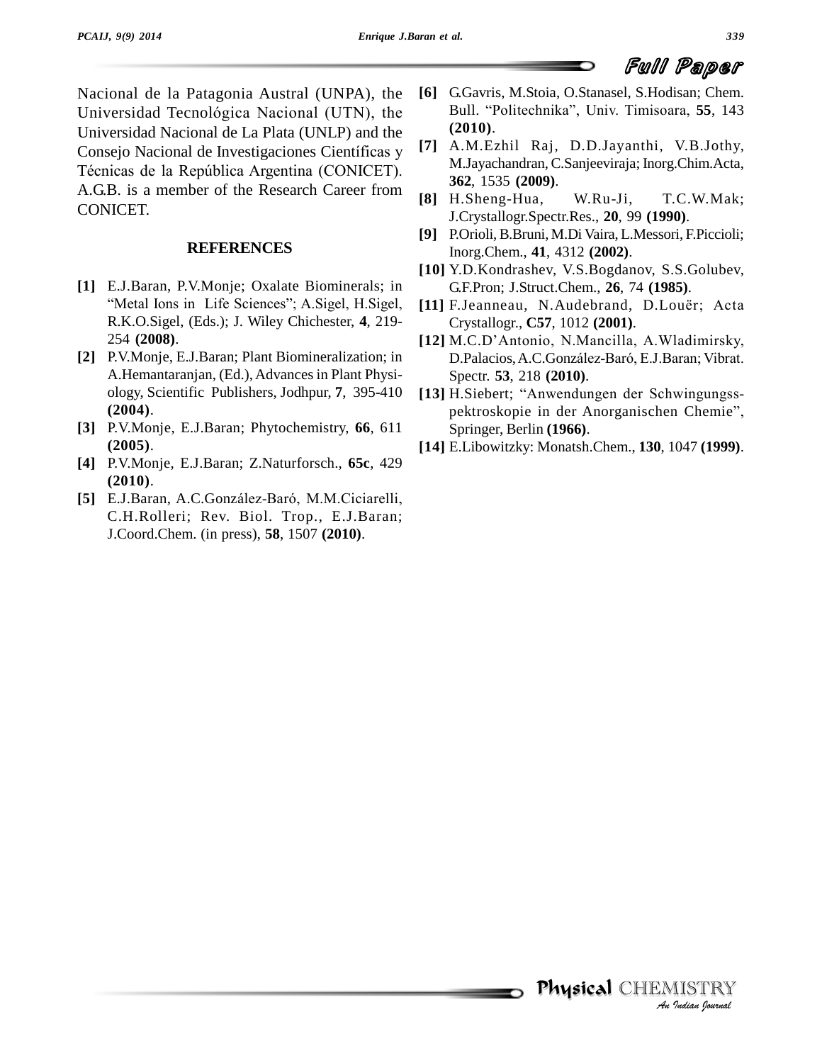Nacional de la Patagonia Austral (UNPA), the Universidad Tecnológica Nacional (UTN), the Universidad Nacional de La Plata (UNLP) and the Consejo Nacional de Investigaciones Científicas y Técnicas de la República Argentina (CONICET). A.G.B. is a member of the Research Career from CONICET.

## REFERENCES

**[1]** E.J.Baran, P.V.Monje; Oxalate Biominerals; in "Metal Ions in Life Sciences"; A.Sigel, H.Sigel, R.K.O.Sigel, (Eds.); J. Wiley Chichester, **4**, 219-254 **(2008)**.

**[2]** P.V.Monje, E.J.Baran; Plant Biomineralization; in A.Hemantaranjan, (Ed.), Advances in Plant Physiology, Scientific Publishers, Jodhpur, **7**, 395-410 **(2004)**.

**[3]** P.V.Monje, E.J.Baran; Phytochemistry, **66**, 611 **(2005)**.

**[4]** P.V.Monje, E.J.Baran; Z.Naturforsch., **65c**, 429 **(2010)**.

**[5]** E.J.Baran, A.C.González-Baró, M.M.Ciciarelli, C.H.Rolleri; Rev. Biol. Trop., E.J.Baran; J.Coord.Chem. (in press), **58**, 1507 **(2010)**.

**[6]** G.Gavris, M.Stoia, O.Stanasel, S.Hodisan; Chem. Bull. "Politechnika", Univ. Timisoara, **55**, 143 **(2010)**.

**[7]** A.M.Ezhil Raj, D.D.Jayanthi, V.B.Jothy, M.Jayachandran, C.Sanjeeviraja; Inorg.Chim.Acta, **362**, 1535 **(2009)**.

**[8]** H.Sheng-Hua, W.Ru-Ji, T.C.W.Mak; J.Crystallogr.Spectr.Res., **20**, 99 **(1990)**.

**[9]** P.Orioli, B.Bruni, M.Di Vaira, L.Messori, F.Piccioli; Inorg.Chem., **41**, 4312 **(2002)**.

**[10]** Y.D.Kondrashev, V.S.Bogdanov, S.S.Golubev, G.F.Pron; J.Struct.Chem., **26**, 74 **(1985)**.

**[11]** F.Jeanneau, N.Audebrand, D.Louër; Acta Crystallogr., **C57**, 1012 **(2001)**.

**[12]** M.C.D'Antonio, N.Mancilla, A.Wladimirsky, D.Palacios, A.C.González-Baró, E.J.Baran; Vibrat. Spectr. **53**, 218 **(2010)**.

**[13]** H.Siebert; "Anwendungen der Schwingungsspektroskopie in der Anorganischen Chemie", Springer, Berlin **(1966)**.

**[14]** E.Libowitzky: Monatsh.Chem., **130**, 1047 **(1999)**.